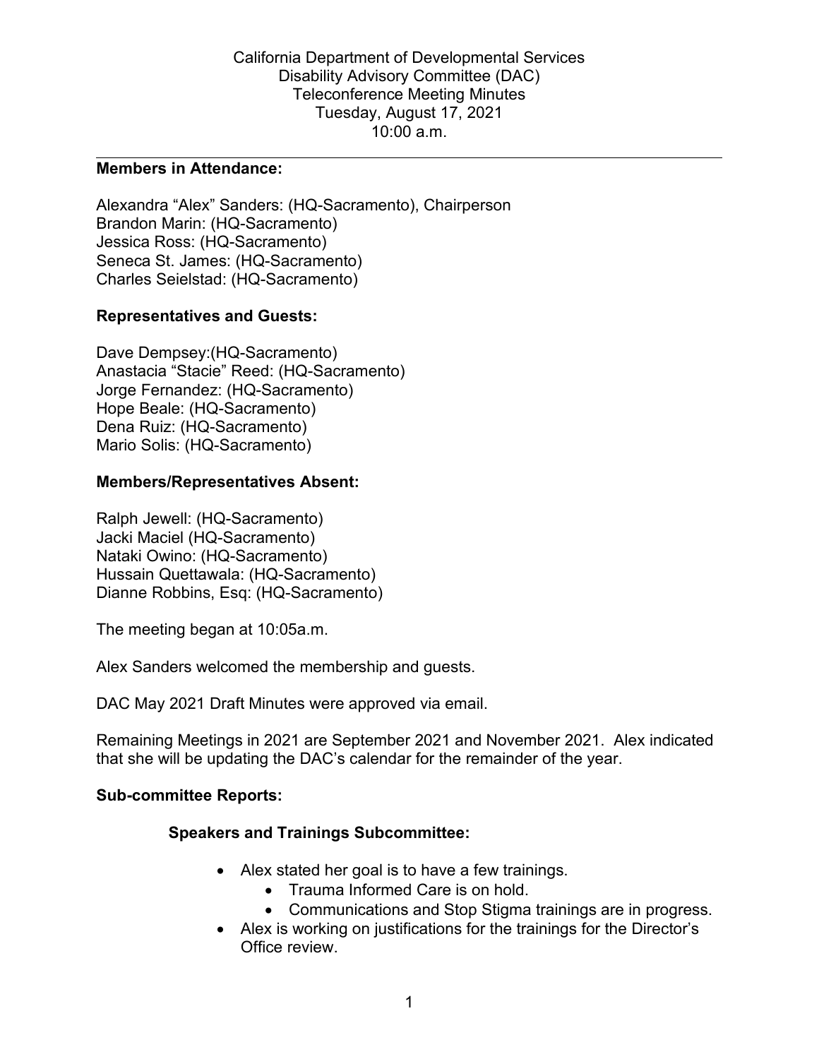California Department of Developmental Services
Disability Advisory Committee (DAC)
Teleconference Meeting Minutes
Tuesday, August 17, 2021
10:00 a.m.

---

**Members in Attendance:**

Alexandra "Alex" Sanders: (HQ-Sacramento), Chairperson
Brandon Marin: (HQ-Sacramento)
Jessica Ross: (HQ-Sacramento)
Seneca St. James: (HQ-Sacramento)
Charles Seielstad: (HQ-Sacramento)

**Representatives and Guests:**

Dave Dempsey:(HQ-Sacramento)
Anastacia "Stacie" Reed: (HQ-Sacramento)
Jorge Fernandez: (HQ-Sacramento)
Hope Beale: (HQ-Sacramento)
Dena Ruiz: (HQ-Sacramento)
Mario Solis: (HQ-Sacramento)

**Members/Representatives Absent:**

Ralph Jewell: (HQ-Sacramento)
Jacki Maciel (HQ-Sacramento)
Nataki Owino: (HQ-Sacramento)
Hussain Quettawala: (HQ-Sacramento)
Dianne Robbins, Esq: (HQ-Sacramento)

The meeting began at 10:05a.m.

Alex Sanders welcomed the membership and guests.

DAC May 2021 Draft Minutes were approved via email.

Remaining Meetings in 2021 are September 2021 and November 2021. Alex indicated that she will be updating the DAC's calendar for the remainder of the year.

**Sub-committee Reports:**

**Speakers and Trainings Subcommittee:**

- Alex stated her goal is to have a few trainings.
  - Trauma Informed Care is on hold.
  - Communications and Stop Stigma trainings are in progress.
- Alex is working on justifications for the trainings for the Director's Office review.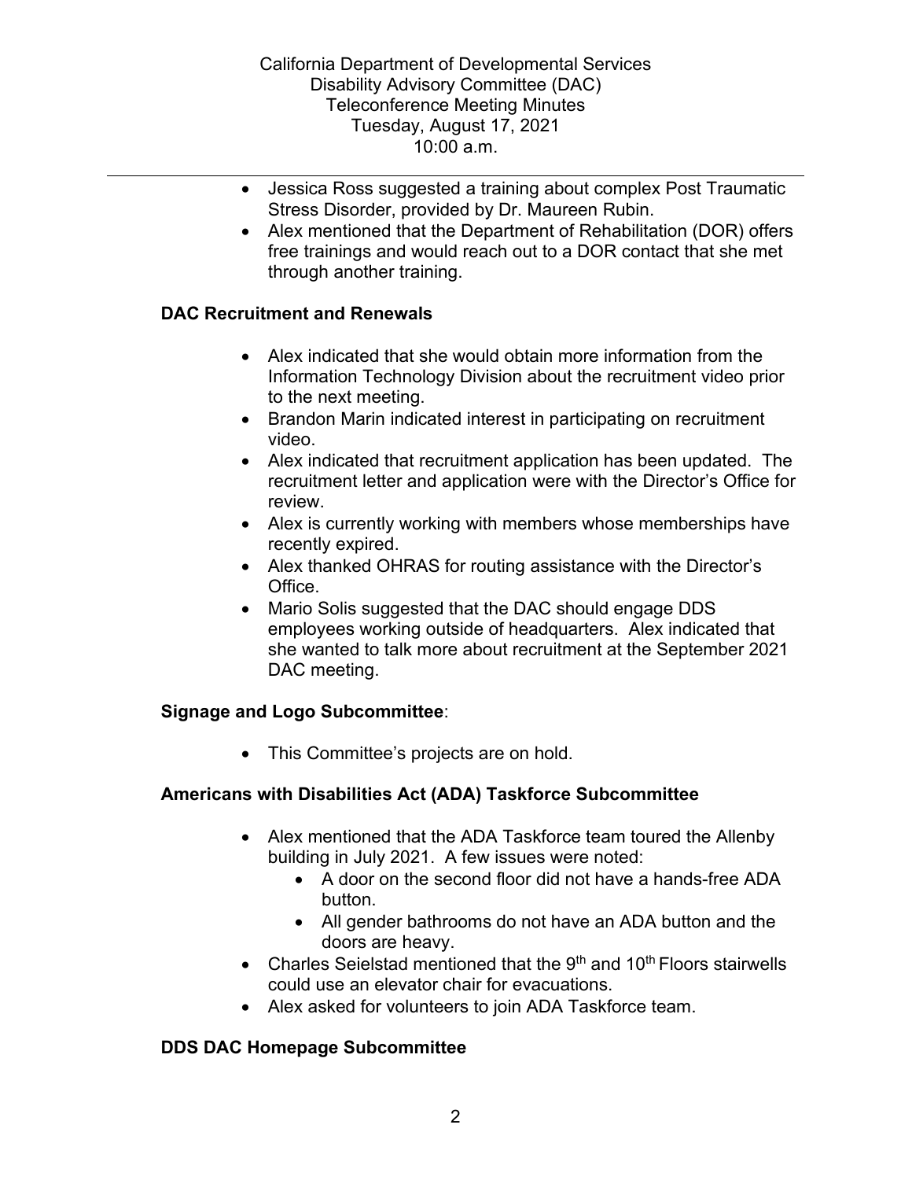- Jessica Ross suggested a training about complex Post Traumatic Stress Disorder, provided by Dr. Maureen Rubin.
- Alex mentioned that the Department of Rehabilitation (DOR) offers free trainings and would reach out to a DOR contact that she met through another training.

**DAC Recruitment and Renewals**

- Alex indicated that she would obtain more information from the Information Technology Division about the recruitment video prior to the next meeting.
- Brandon Marin indicated interest in participating on recruitment video.
- Alex indicated that recruitment application has been updated. The recruitment letter and application were with the Director's Office for review.
- Alex is currently working with members whose memberships have recently expired.
- Alex thanked OHRAS for routing assistance with the Director's Office.
- Mario Solis suggested that the DAC should engage DDS employees working outside of headquarters. Alex indicated that she wanted to talk more about recruitment at the September 2021 DAC meeting.

**Signage and Logo Subcommittee**:

- This Committee's projects are on hold.

**Americans with Disabilities Act (ADA) Taskforce Subcommittee**

- Alex mentioned that the ADA Taskforce team toured the Allenby building in July 2021. A few issues were noted:
  - A door on the second floor did not have a hands-free ADA button.
  - All gender bathrooms do not have an ADA button and the doors are heavy.
- Charles Seielstad mentioned that the 9th and 10th Floors stairwells could use an elevator chair for evacuations.
- Alex asked for volunteers to join ADA Taskforce team.

**DDS DAC Homepage Subcommittee**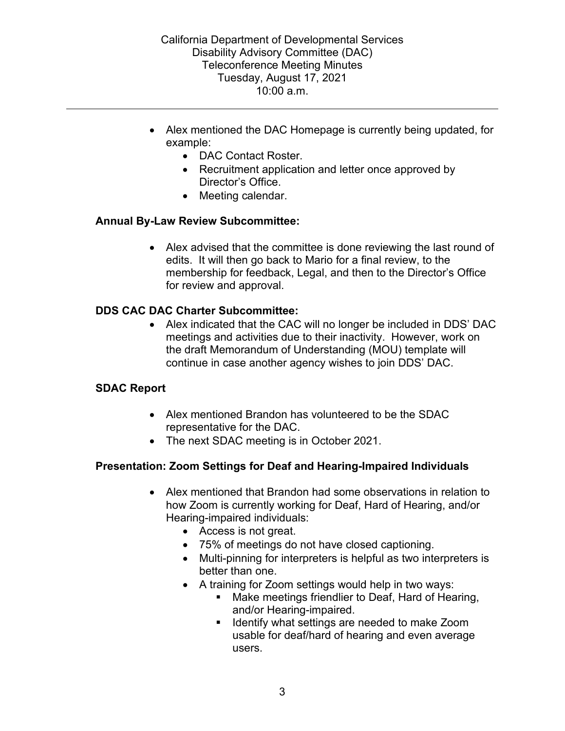- Alex mentioned the DAC Homepage is currently being updated, for example:
    - DAC Contact Roster.
    - Recruitment application and letter once approved by Director's Office.
    - Meeting calendar.

**Annual By-Law Review Subcommittee:**

- Alex advised that the committee is done reviewing the last round of edits. It will then go back to Mario for a final review, to the membership for feedback, Legal, and then to the Director's Office for review and approval.

**DDS CAC DAC Charter Subcommittee:**

- Alex indicated that the CAC will no longer be included in DDS' DAC meetings and activities due to their inactivity. However, work on the draft Memorandum of Understanding (MOU) template will continue in case another agency wishes to join DDS' DAC.

**SDAC Report**

- Alex mentioned Brandon has volunteered to be the SDAC representative for the DAC.
- The next SDAC meeting is in October 2021.

**Presentation: Zoom Settings for Deaf and Hearing-Impaired Individuals**

- Alex mentioned that Brandon had some observations in relation to how Zoom is currently working for Deaf, Hard of Hearing, and/or Hearing-impaired individuals:
    - Access is not great.
    - 75% of meetings do not have closed captioning.
    - Multi-pinning for interpreters is helpful as two interpreters is better than one.
    - A training for Zoom settings would help in two ways:
        - Make meetings friendlier to Deaf, Hard of Hearing, and/or Hearing-impaired.
        - Identify what settings are needed to make Zoom usable for deaf/hard of hearing and even average users.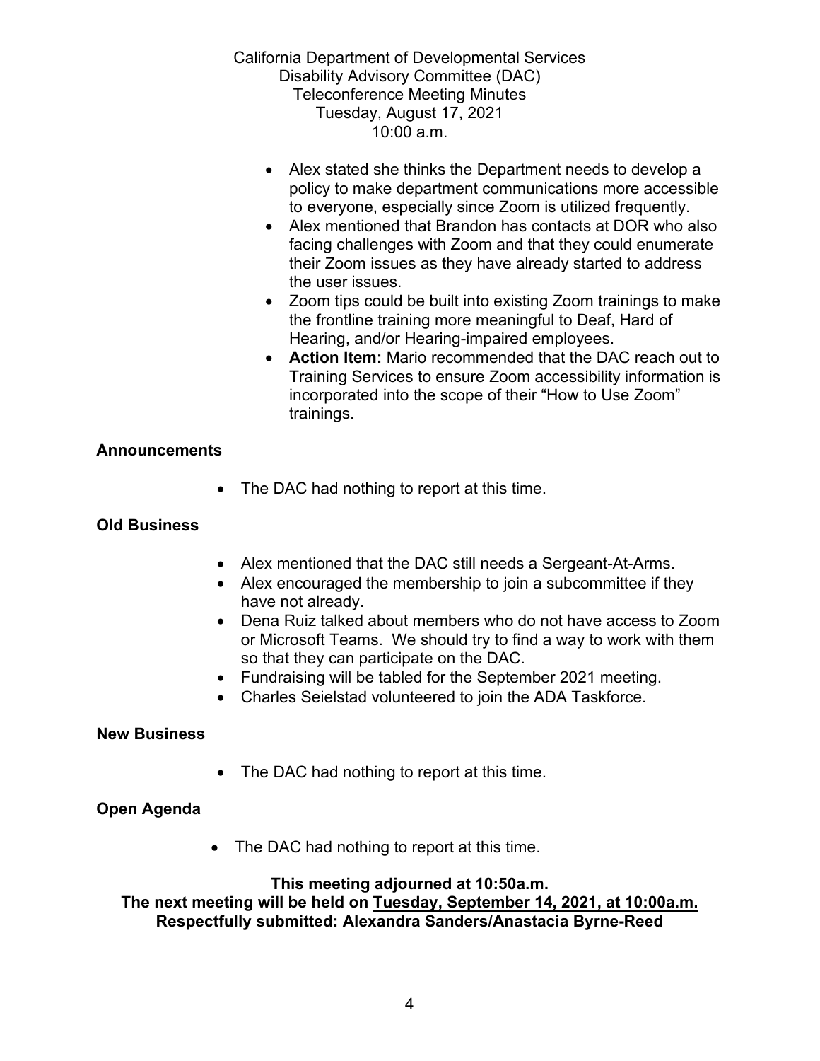- Alex stated she thinks the Department needs to develop a policy to make department communications more accessible to everyone, especially since Zoom is utilized frequently.
- Alex mentioned that Brandon has contacts at DOR who also facing challenges with Zoom and that they could enumerate their Zoom issues as they have already started to address the user issues.
- Zoom tips could be built into existing Zoom trainings to make the frontline training more meaningful to Deaf, Hard of Hearing, and/or Hearing-impaired employees.
- **Action Item:** Mario recommended that the DAC reach out to Training Services to ensure Zoom accessibility information is incorporated into the scope of their "How to Use Zoom" trainings.

**Announcements**

- The DAC had nothing to report at this time.

**Old Business**

- Alex mentioned that the DAC still needs a Sergeant-At-Arms.
- Alex encouraged the membership to join a subcommittee if they have not already.
- Dena Ruiz talked about members who do not have access to Zoom or Microsoft Teams. We should try to find a way to work with them so that they can participate on the DAC.
- Fundraising will be tabled for the September 2021 meeting.
- Charles Seielstad volunteered to join the ADA Taskforce.

**New Business**

- The DAC had nothing to report at this time.

**Open Agenda**

- The DAC had nothing to report at this time.

**This meeting adjourned at 10:50a.m.**

**The next meeting will be held on Tuesday, September 14, 2021, at 10:00a.m.**

**Respectfully submitted: Alexandra Sanders/Anastacia Byrne-Reed**